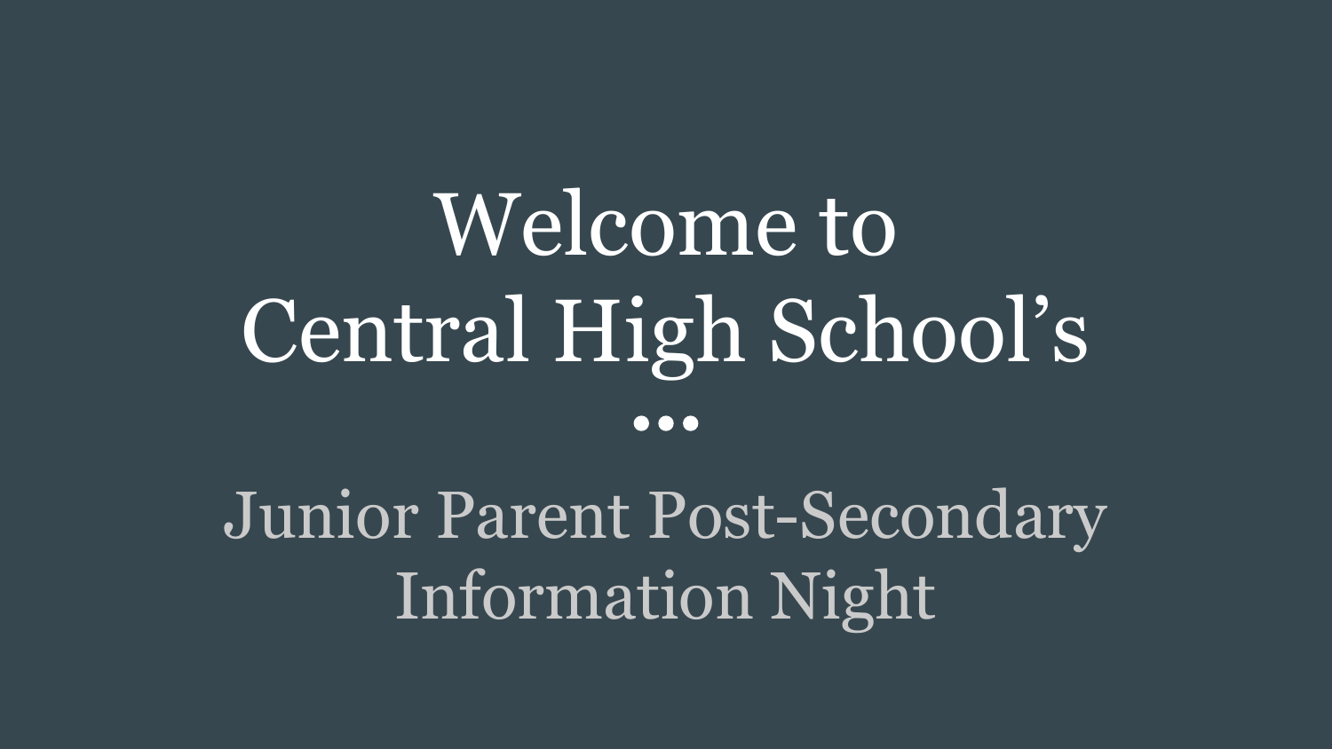# Welcome to Central High School's

## Junior Parent Post-Secondary Information Night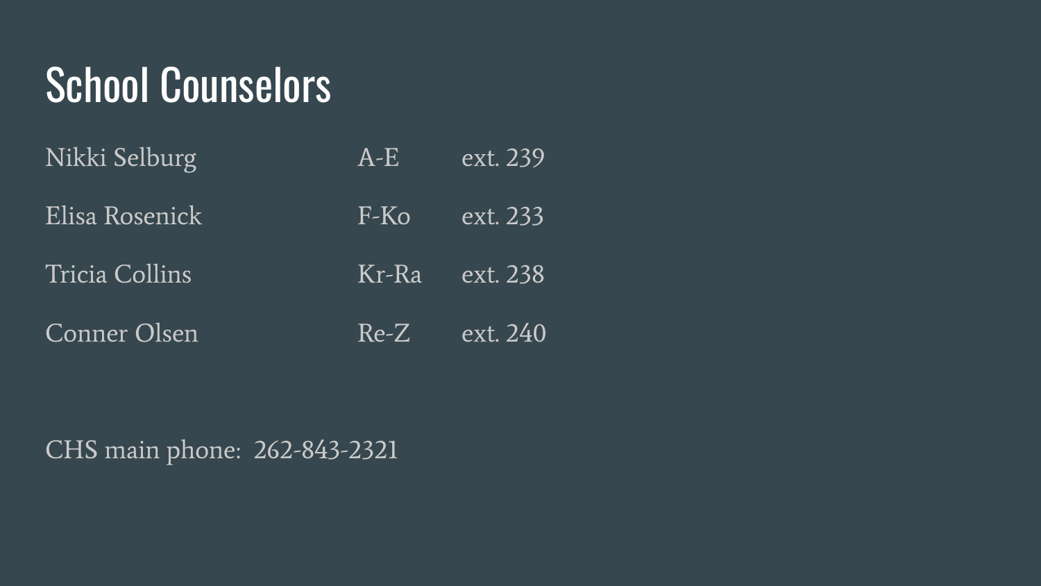# School Counselors

| | | |
|---|---|---|
| Nikki Selburg | A-E | ext. 239 |
| Elisa Rosenick | F-Ko | ext. 233 |
| Tricia Collins | Kr-Ra | ext. 238 |
| Conner Olsen | Re-Z | ext. 240 |

CHS main phone: 262-843-2321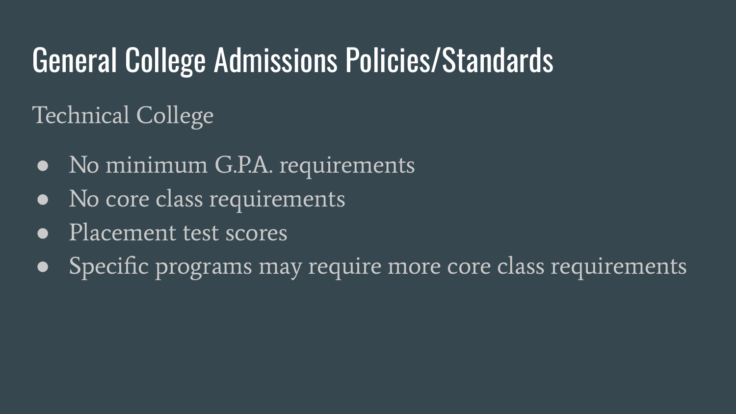# General College Admissions Policies/Standards

Technical College

- No minimum G.P.A. requirements
- No core class requirements
- Placement test scores
- Specific programs may require more core class requirements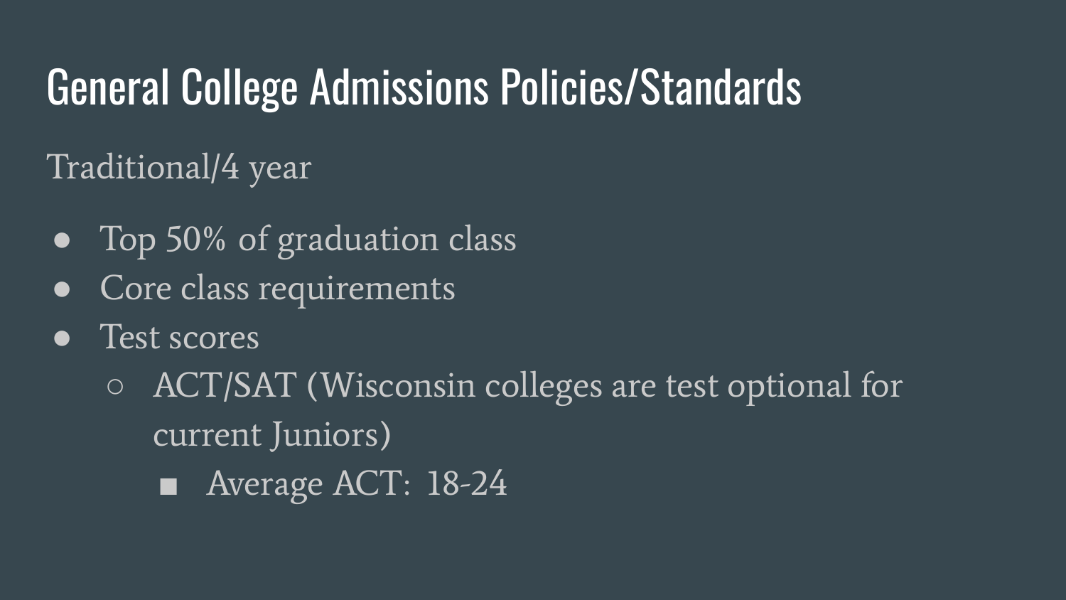# General College Admissions Policies/Standards

Traditional/4 year

- Top 50% of graduation class
- Core class requirements
- Test scores
  - ACT/SAT (Wisconsin colleges are test optional for current Juniors)
    - Average ACT: 18-24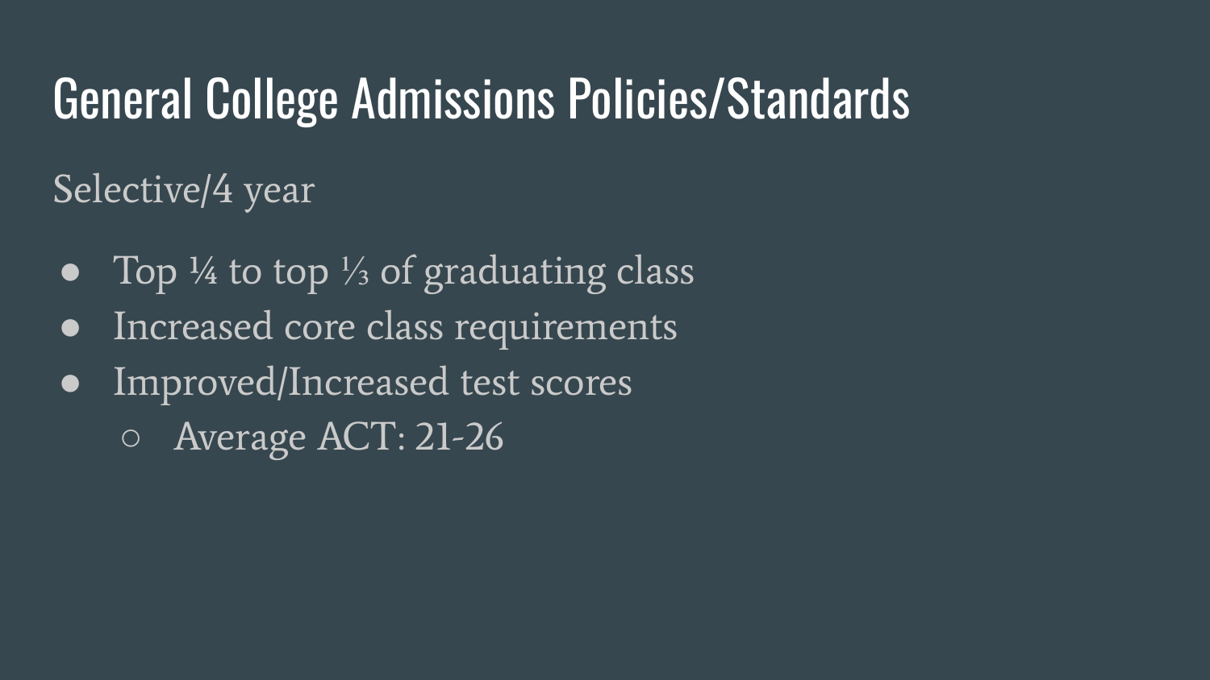# General College Admissions Policies/Standards

Selective/4 year

- Top ¼ to top ⅓ of graduating class
- Increased core class requirements
- Improved/Increased test scores
  - Average ACT: 21-26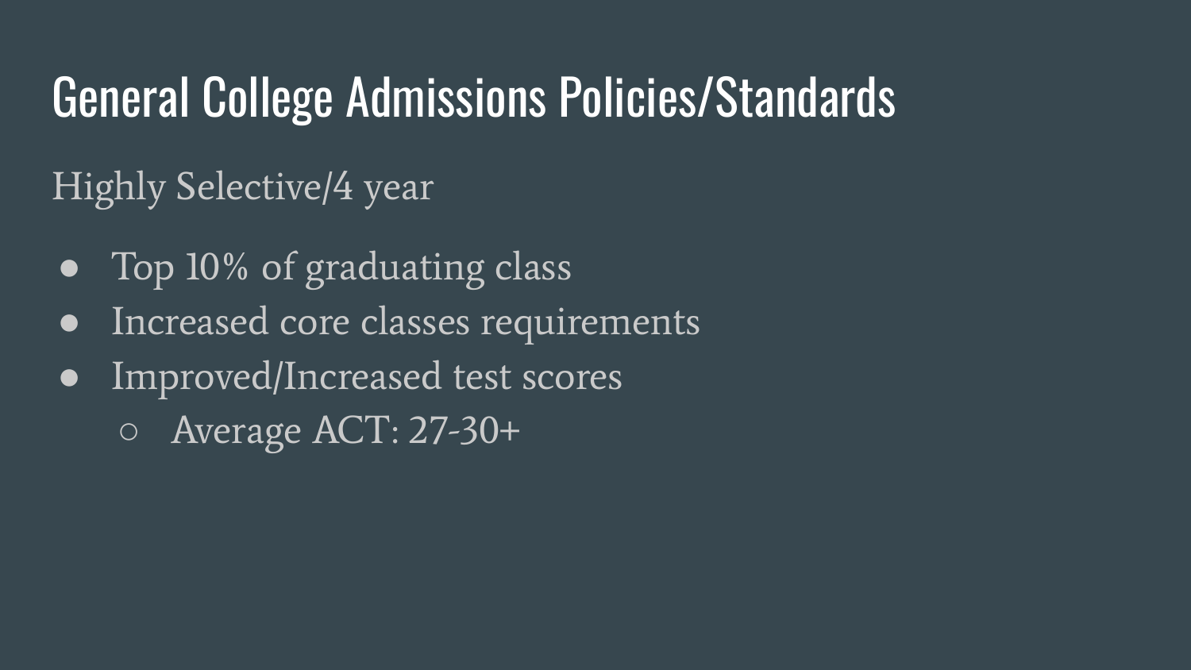# General College Admissions Policies/Standards

Highly Selective/4 year

- Top 10% of graduating class
- Increased core classes requirements
- Improved/Increased test scores
  - Average ACT: 27-30+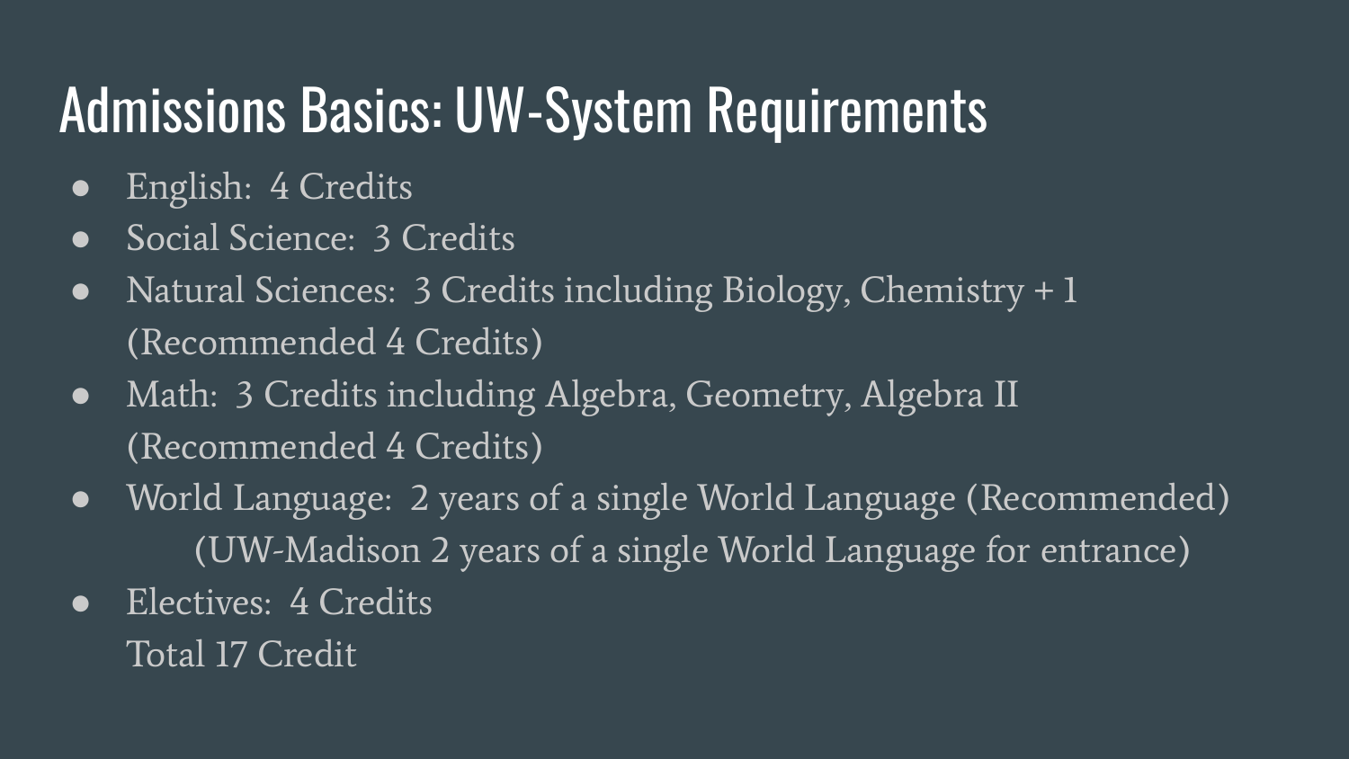# Admissions Basics: UW-System Requirements

- English: 4 Credits
- Social Science: 3 Credits
- Natural Sciences: 3 Credits including Biology, Chemistry + 1 (Recommended 4 Credits)
- Math: 3 Credits including Algebra, Geometry, Algebra II (Recommended 4 Credits)
- World Language: 2 years of a single World Language (Recommended)
  (UW-Madison 2 years of a single World Language for entrance)
- Electives: 4 Credits
  Total 17 Credit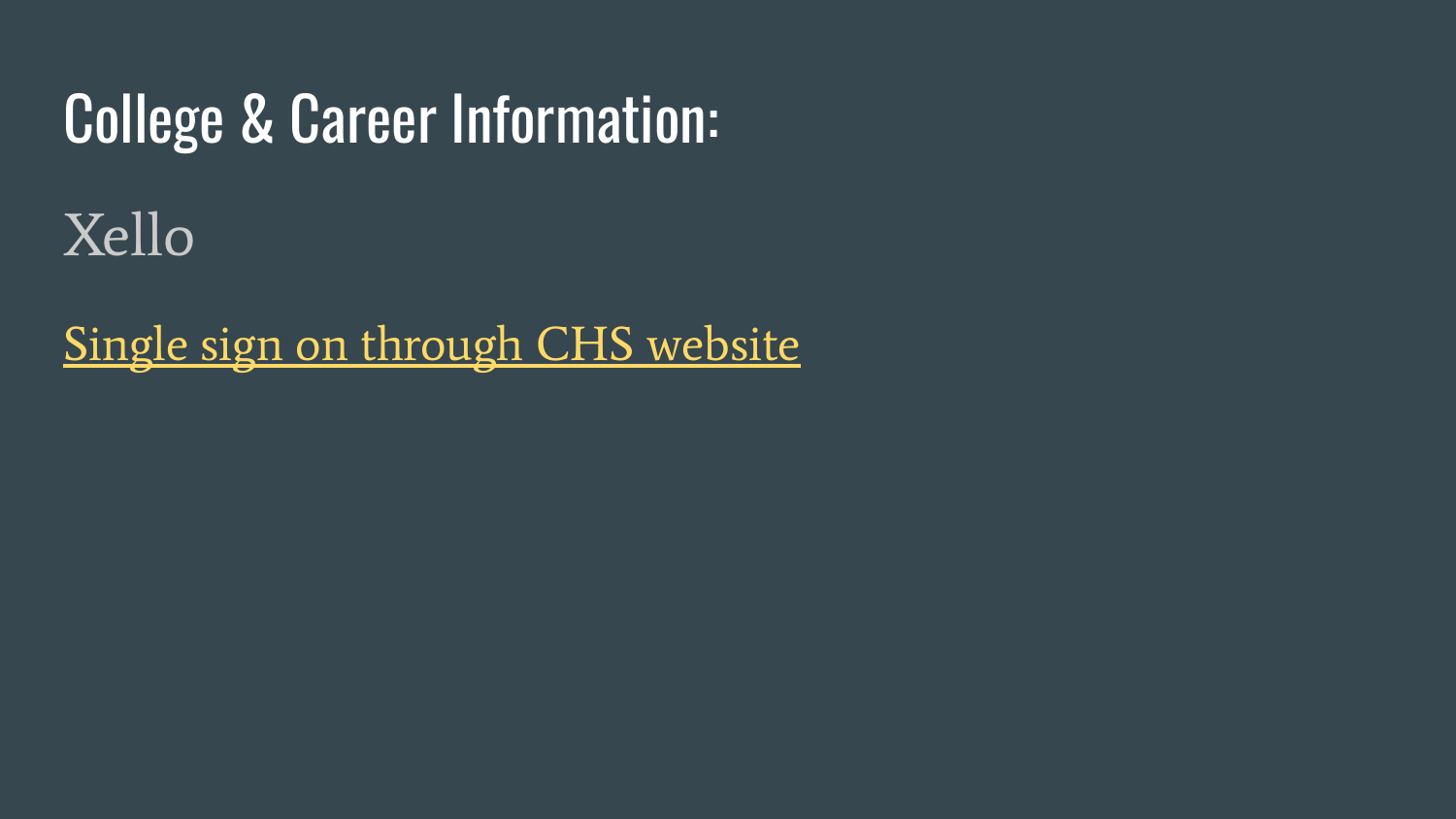# College & Career Information:

Xello

Single sign on through CHS website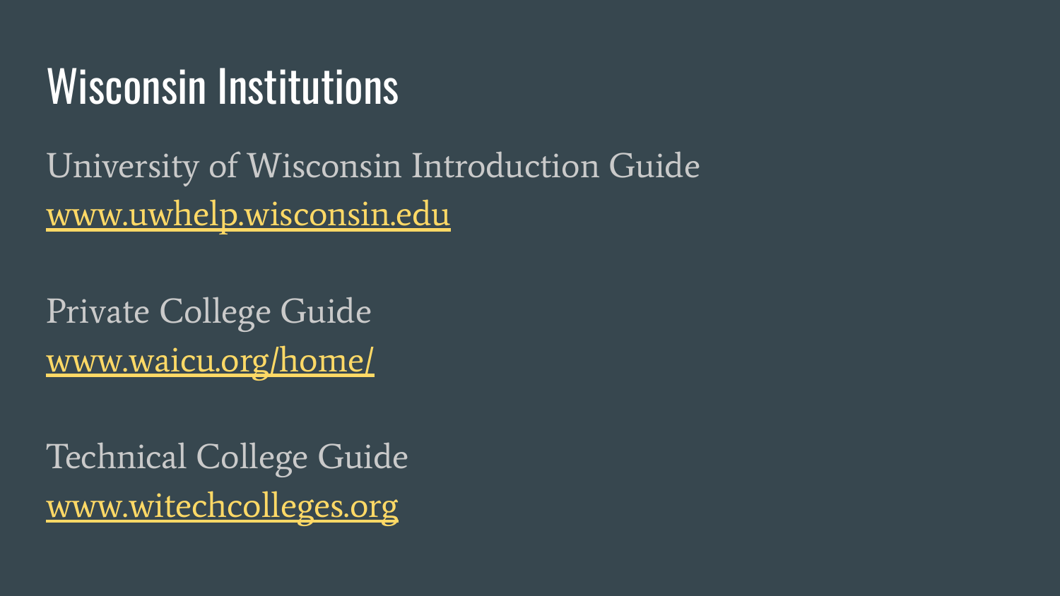# Wisconsin Institutions

University of Wisconsin Introduction Guide
www.uwhelp.wisconsin.edu

Private College Guide
www.waicu.org/home/

Technical College Guide
www.witechcolleges.org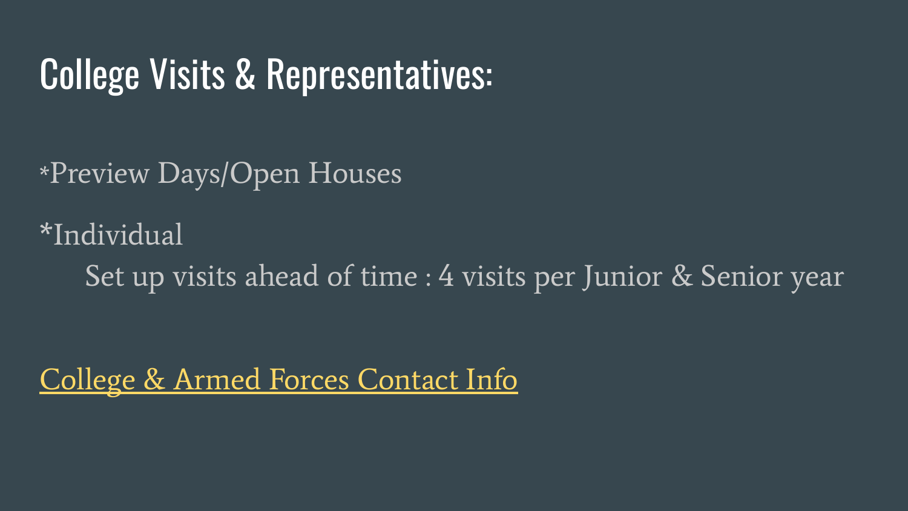# College Visits & Representatives:

*Preview Days/Open Houses

*Individual

Set up visits ahead of time : 4 visits per Junior & Senior year

College & Armed Forces Contact Info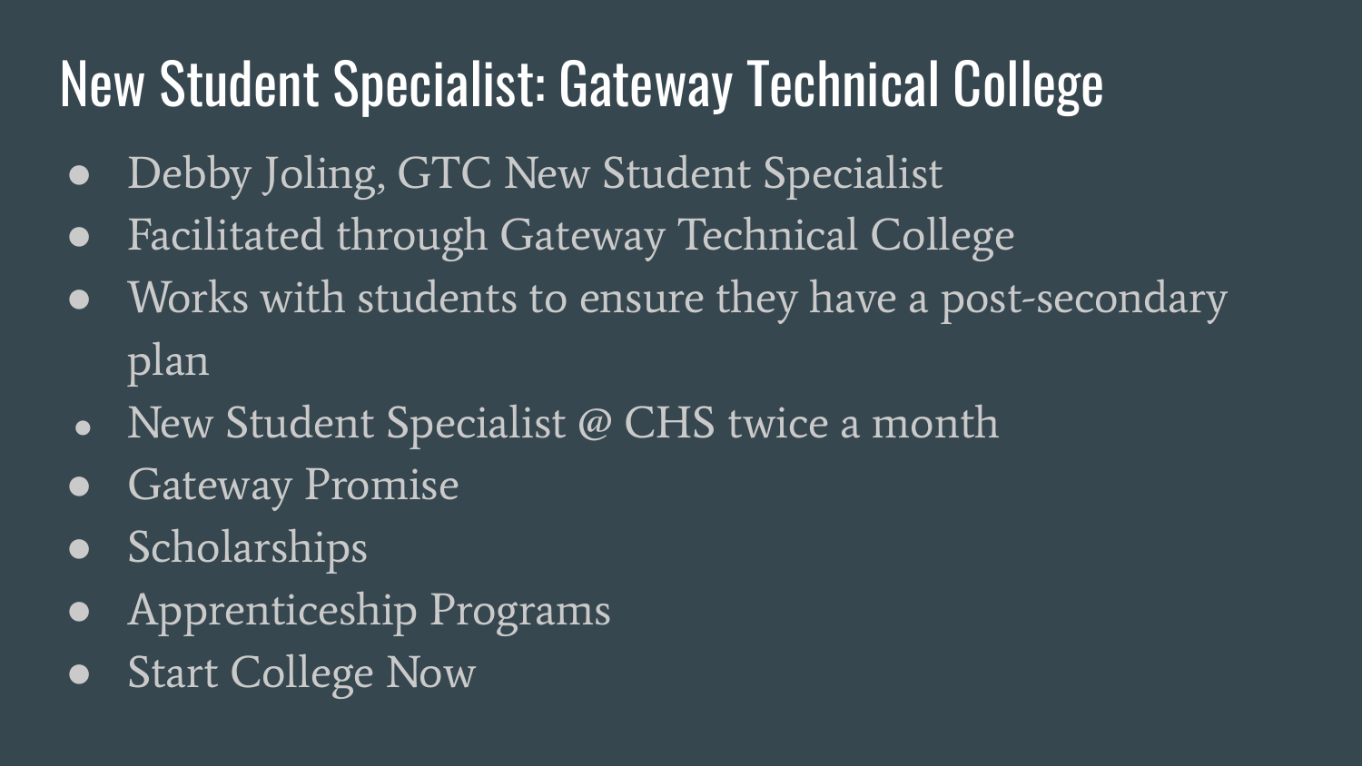# New Student Specialist: Gateway Technical College

- Debby Joling, GTC New Student Specialist
- Facilitated through Gateway Technical College
- Works with students to ensure they have a post-secondary plan
- New Student Specialist @ CHS twice a month
- Gateway Promise
- Scholarships
- Apprenticeship Programs
- Start College Now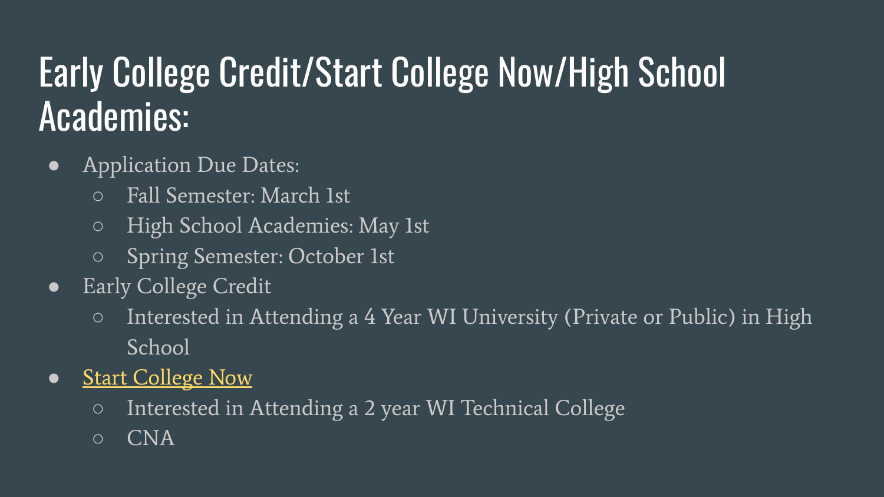# Early College Credit/Start College Now/High School Academies:

- Application Due Dates:
  - Fall Semester: March 1st
  - High School Academies: May 1st
  - Spring Semester: October 1st
- Early College Credit
  - Interested in Attending a 4 Year WI University (Private or Public) in High School
- Start College Now
  - Interested in Attending a 2 year WI Technical College
  - CNA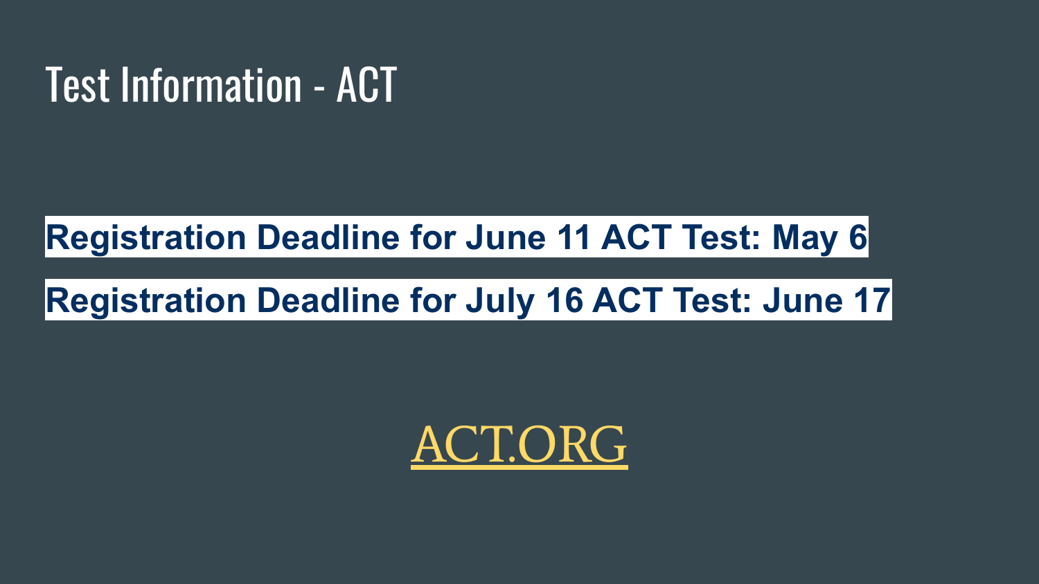# Test Information - ACT

**Registration Deadline for June 11 ACT Test: May 6**

**Registration Deadline for July 16 ACT Test: June 17**

ACT.ORG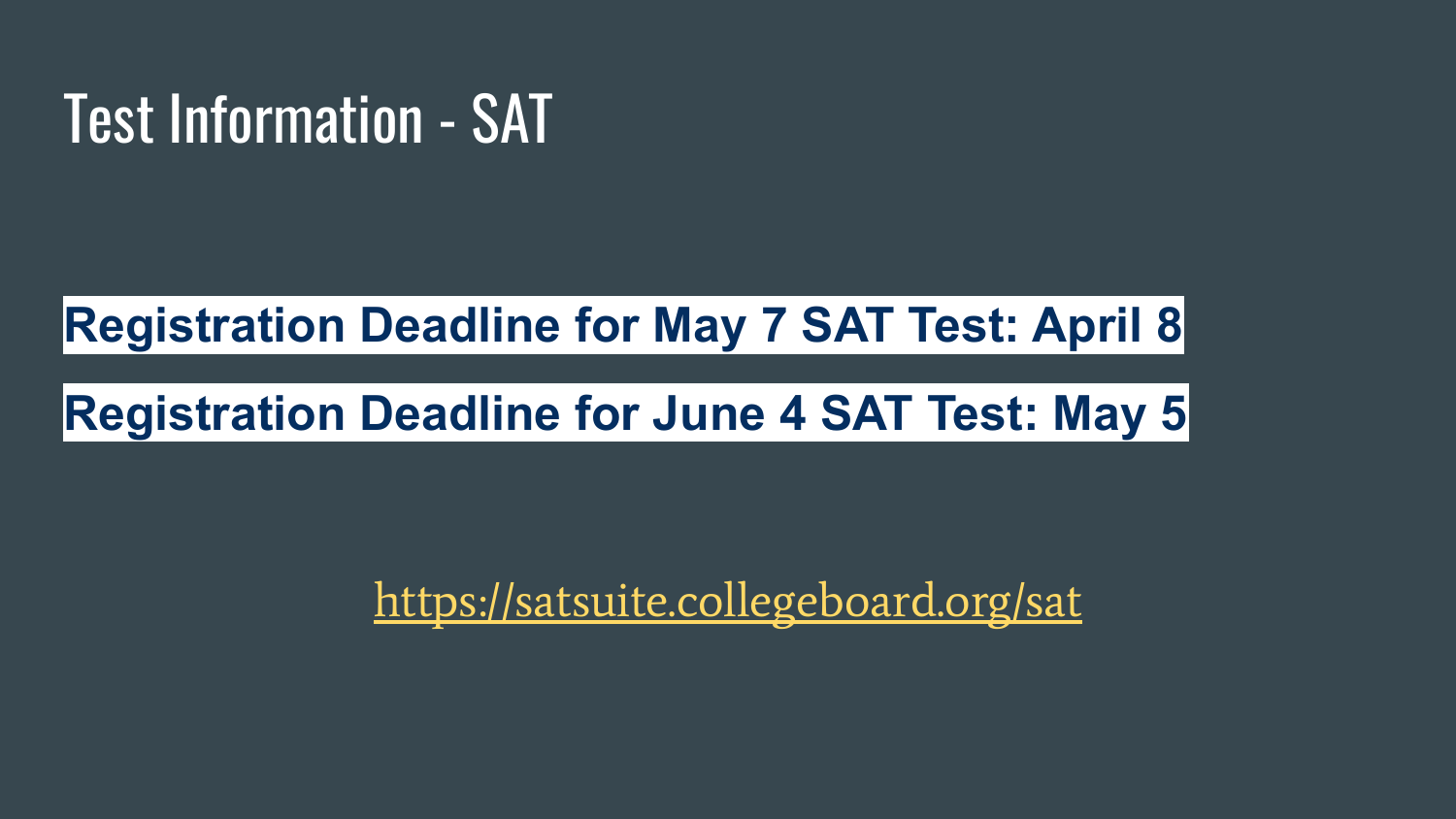# Test Information - SAT

**Registration Deadline for May 7 SAT Test: April 8**

**Registration Deadline for June 4 SAT Test: May 5**

https://satsuite.collegeboard.org/sat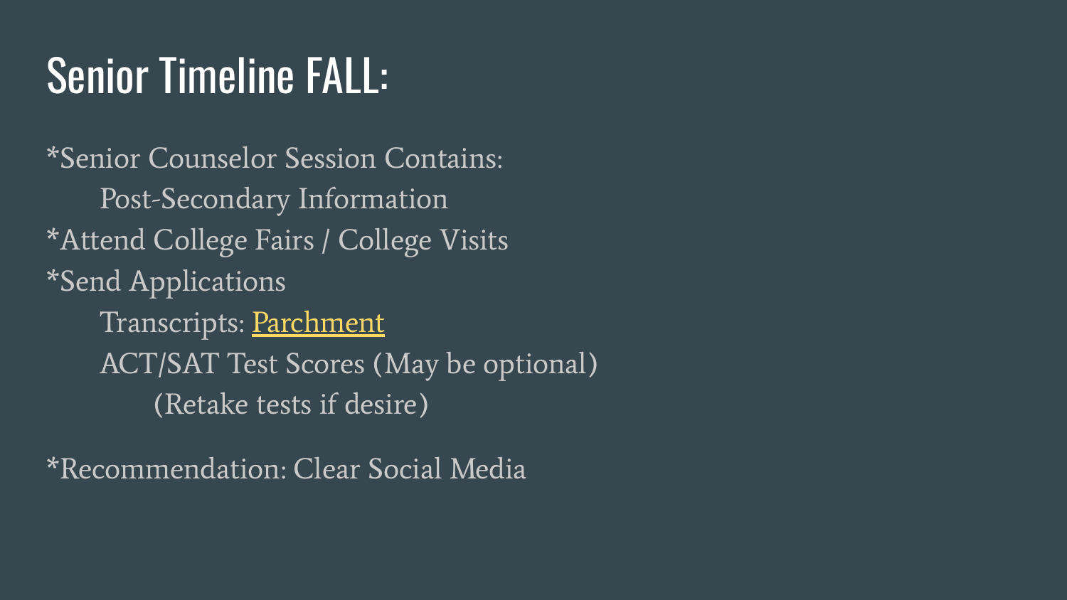# Senior Timeline FALL:

*Senior Counselor Session Contains:

    Post-Secondary Information

*Attend College Fairs / College Visits

*Send Applications

    Transcripts: Parchment

    ACT/SAT Test Scores (May be optional)

        (Retake tests if desire)

*Recommendation: Clear Social Media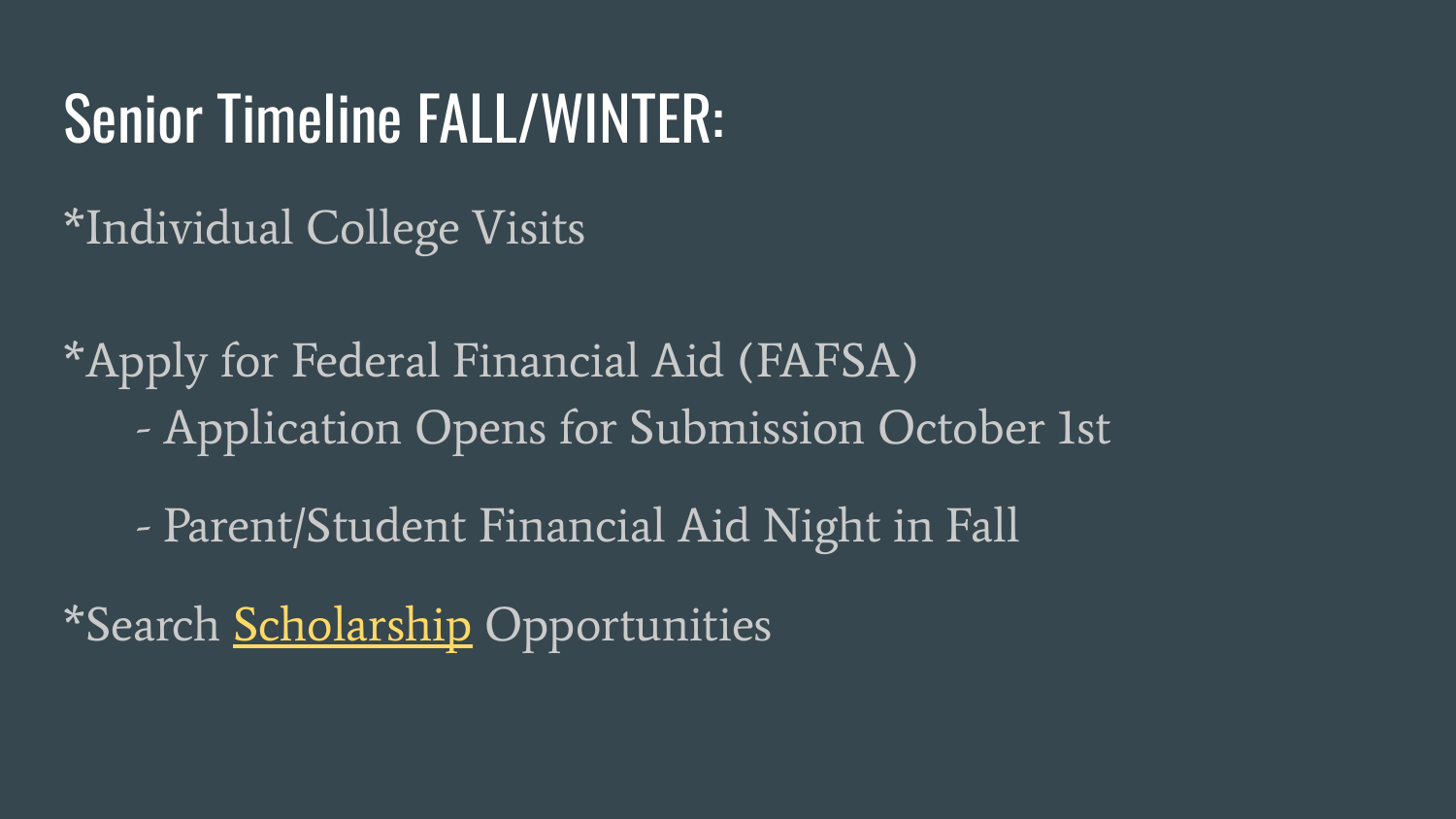# Senior Timeline FALL/WINTER:

*Individual College Visits

*Apply for Federal Financial Aid (FAFSA)

- Application Opens for Submission October 1st
- Parent/Student Financial Aid Night in Fall

*Search Scholarship Opportunities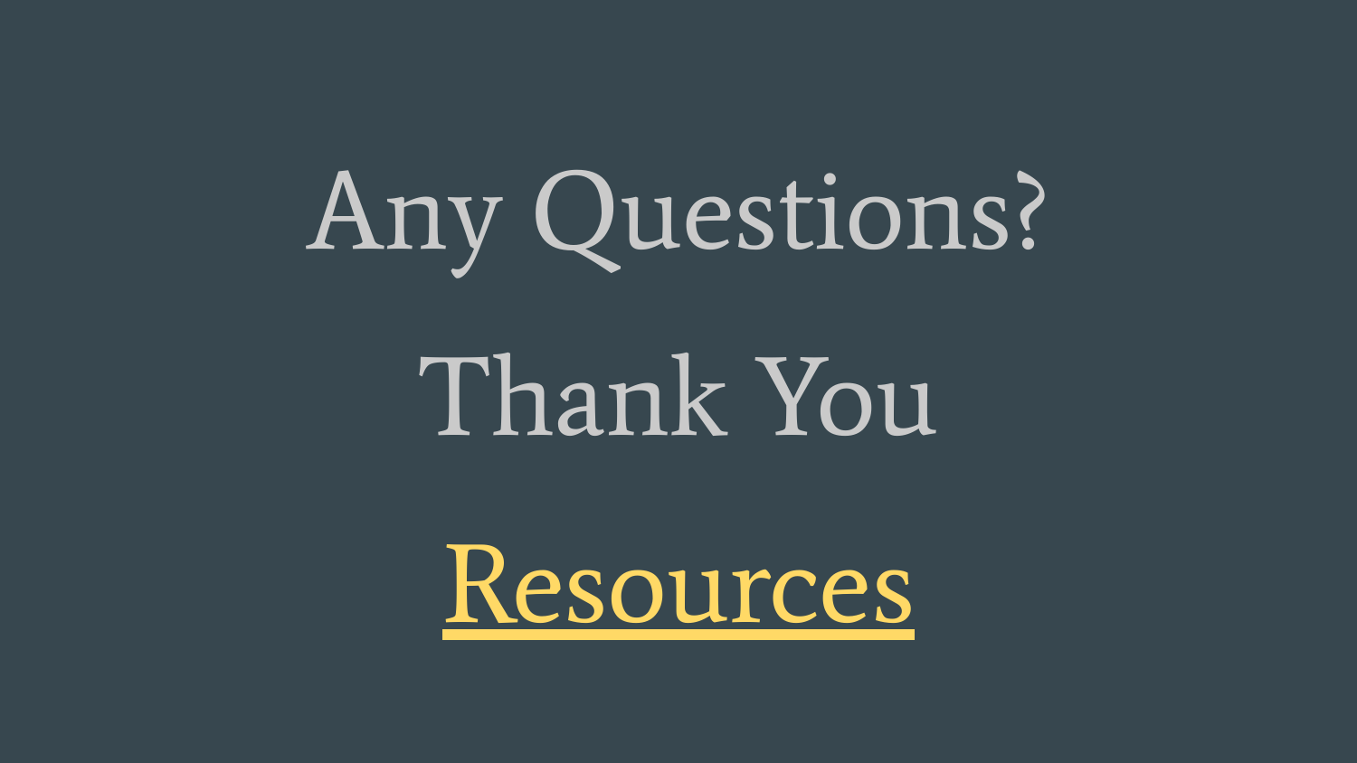# Any Questions?

# Thank You

# Resources